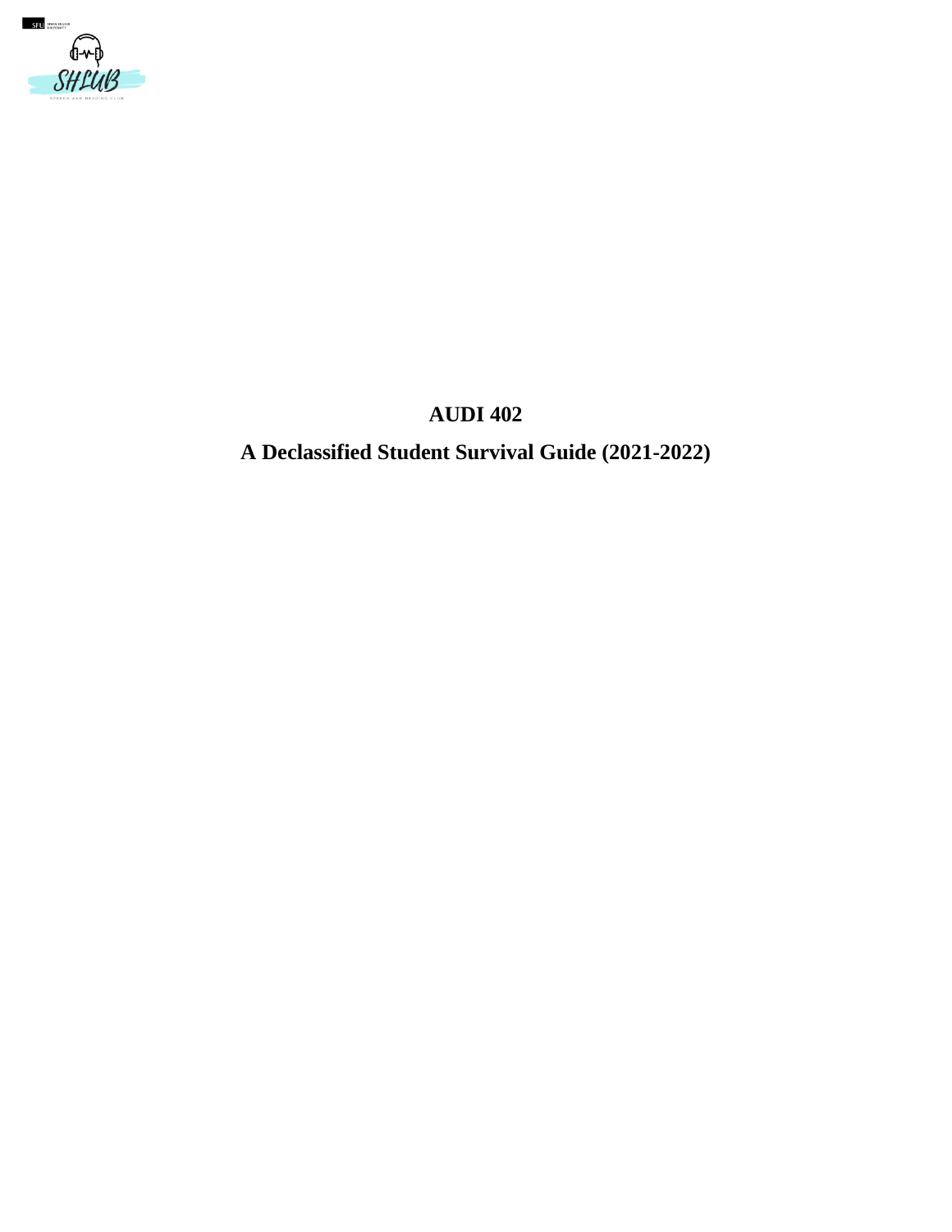# AUDI 402

## A Declassified Student Survival Guide (2021-2022)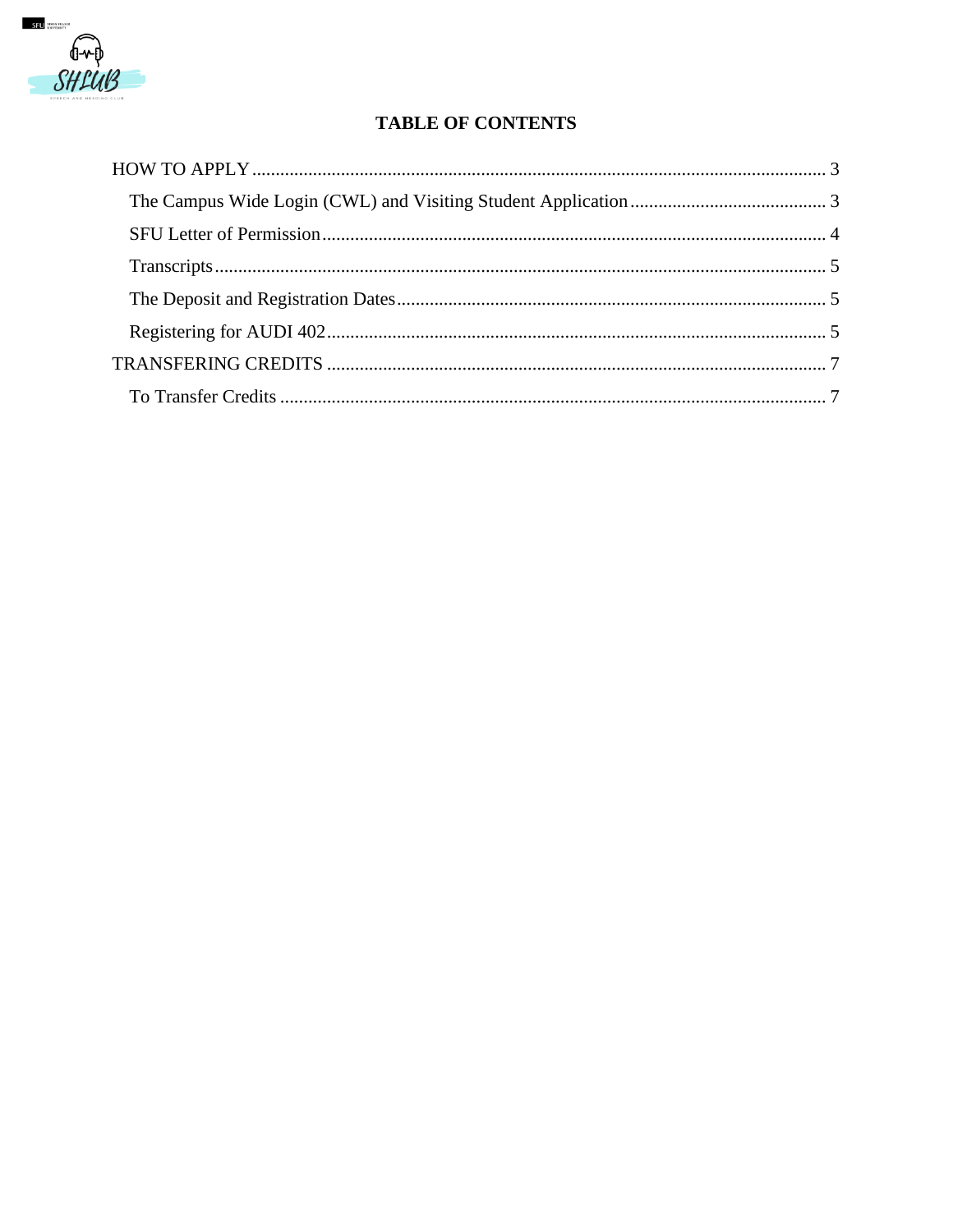# TABLE OF CONTENTS

HOW TO APPLY ........................................................................................................................ 3

- The Campus Wide Login (CWL) and Visiting Student Application .......................................... 3
- SFU Letter of Permission ........................................................................................................ 4
- Transcripts ............................................................................................................................. 5
- The Deposit and Registration Dates ........................................................................................ 5
- Registering for AUDI 402 ........................................................................................................ 5

TRANSFERING CREDITS ........................................................................................................ 7

- To Transfer Credits .................................................................................................................. 7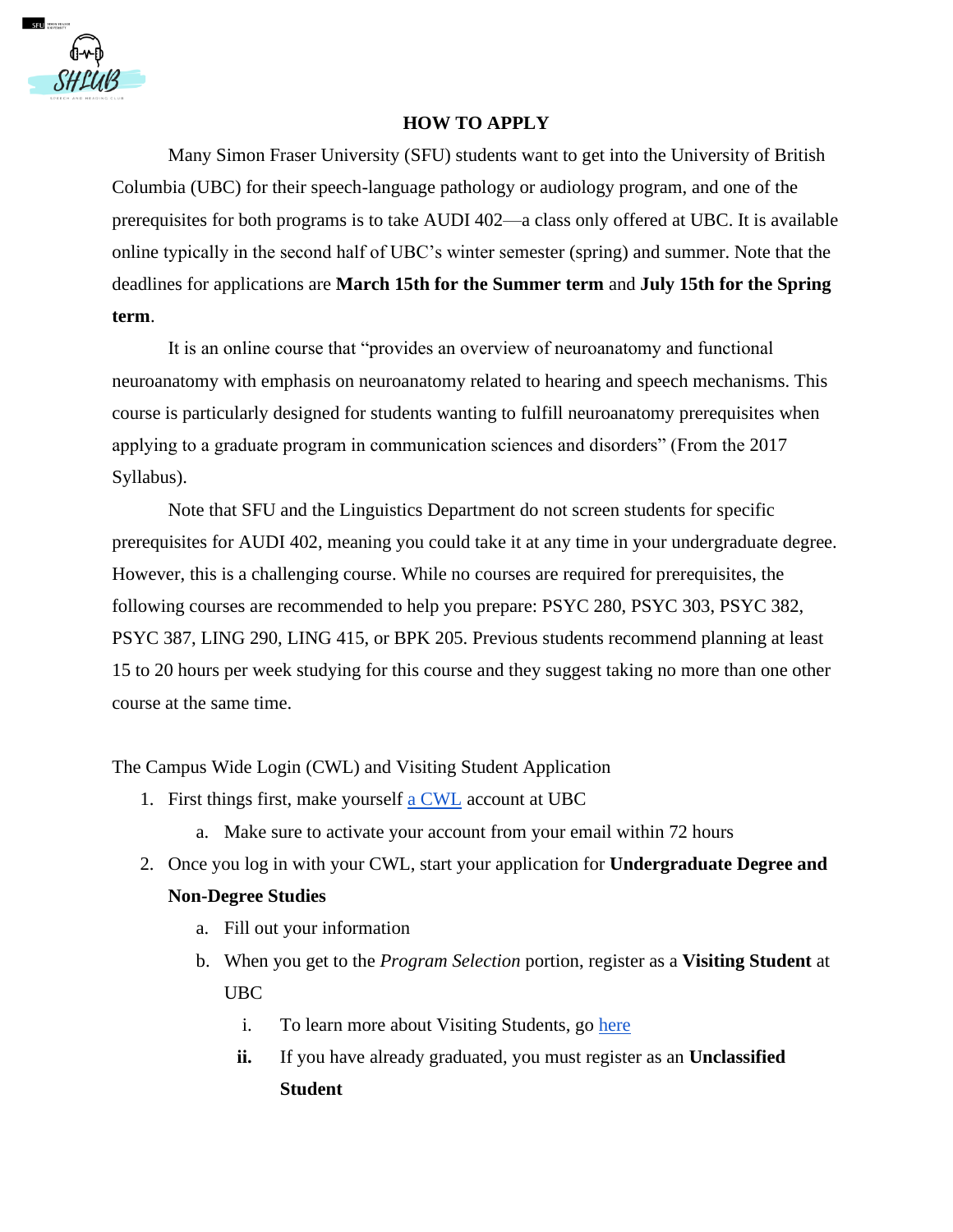# HOW TO APPLY

Many Simon Fraser University (SFU) students want to get into the University of British Columbia (UBC) for their speech-language pathology or audiology program, and one of the prerequisites for both programs is to take AUDI 402—a class only offered at UBC. It is available online typically in the second half of UBC's winter semester (spring) and summer. Note that the deadlines for applications are **March 15th for the Summer term** and **July 15th for the Spring term**.

It is an online course that "provides an overview of neuroanatomy and functional neuroanatomy with emphasis on neuroanatomy related to hearing and speech mechanisms. This course is particularly designed for students wanting to fulfill neuroanatomy prerequisites when applying to a graduate program in communication sciences and disorders" (From the 2017 Syllabus).

Note that SFU and the Linguistics Department do not screen students for specific prerequisites for AUDI 402, meaning you could take it at any time in your undergraduate degree. However, this is a challenging course. While no courses are required for prerequisites, the following courses are recommended to help you prepare: PSYC 280, PSYC 303, PSYC 382, PSYC 387, LING 290, LING 415, or BPK 205. Previous students recommend planning at least 15 to 20 hours per week studying for this course and they suggest taking no more than one other course at the same time.

The Campus Wide Login (CWL) and Visiting Student Application

1. First things first, make yourself a CWL account at UBC
   a. Make sure to activate your account from your email within 72 hours
2. Once you log in with your CWL, start your application for **Undergraduate Degree and Non-Degree Studies**
   a. Fill out your information
   b. When you get to the *Program Selection* portion, register as a **Visiting Student** at UBC
      i. To learn more about Visiting Students, go here
      **ii.** If you have already graduated, you must register as an **Unclassified Student**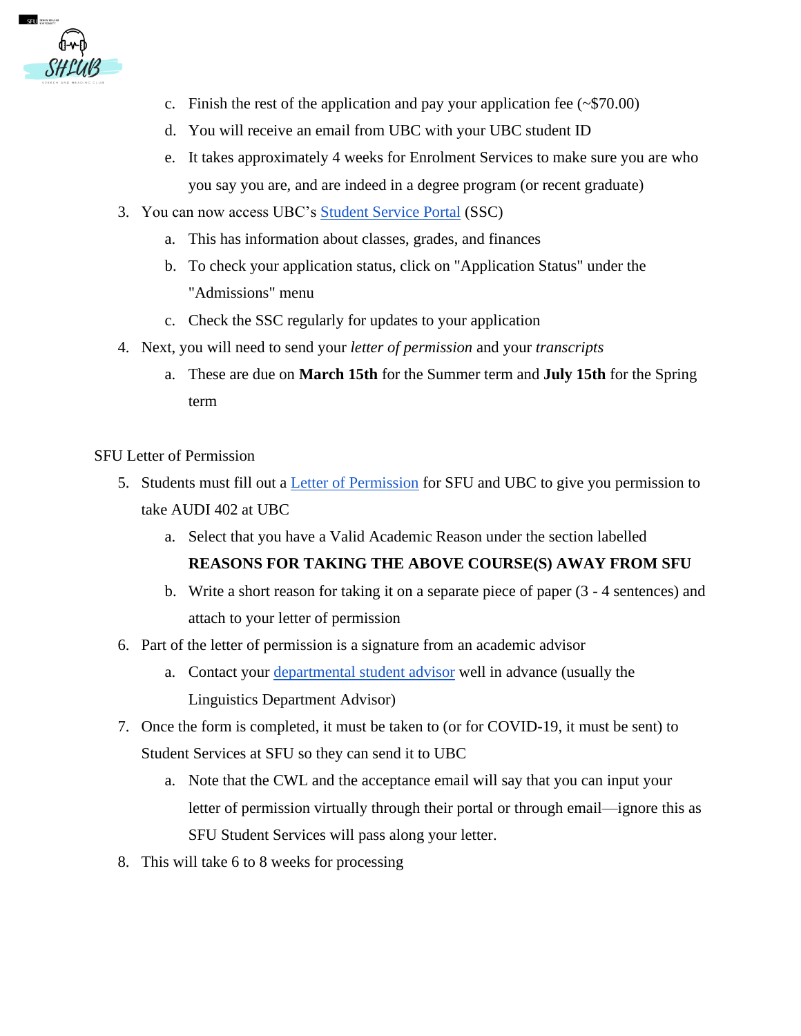c. Finish the rest of the application and pay your application fee (~$70.00)
   d. You will receive an email from UBC with your UBC student ID
   e. It takes approximately 4 weeks for Enrolment Services to make sure you are who you say you are, and are indeed in a degree program (or recent graduate)

3. You can now access UBC's [Student Service Portal]() (SSC)
   a. This has information about classes, grades, and finances
   b. To check your application status, click on "Application Status" under the "Admissions" menu
   c. Check the SSC regularly for updates to your application
4. Next, you will need to send your *letter of permission* and your *transcripts*
   a. These are due on **March 15th** for the Summer term and **July 15th** for the Spring term

SFU Letter of Permission

5. Students must fill out a [Letter of Permission]() for SFU and UBC to give you permission to take AUDI 402 at UBC
   a. Select that you have a Valid Academic Reason under the section labelled **REASONS FOR TAKING THE ABOVE COURSE(S) AWAY FROM SFU**
   b. Write a short reason for taking it on a separate piece of paper (3 - 4 sentences) and attach to your letter of permission
6. Part of the letter of permission is a signature from an academic advisor
   a. Contact your [departmental student advisor]() well in advance (usually the Linguistics Department Advisor)
7. Once the form is completed, it must be taken to (or for COVID-19, it must be sent) to Student Services at SFU so they can send it to UBC
   a. Note that the CWL and the acceptance email will say that you can input your letter of permission virtually through their portal or through email—ignore this as SFU Student Services will pass along your letter.
8. This will take 6 to 8 weeks for processing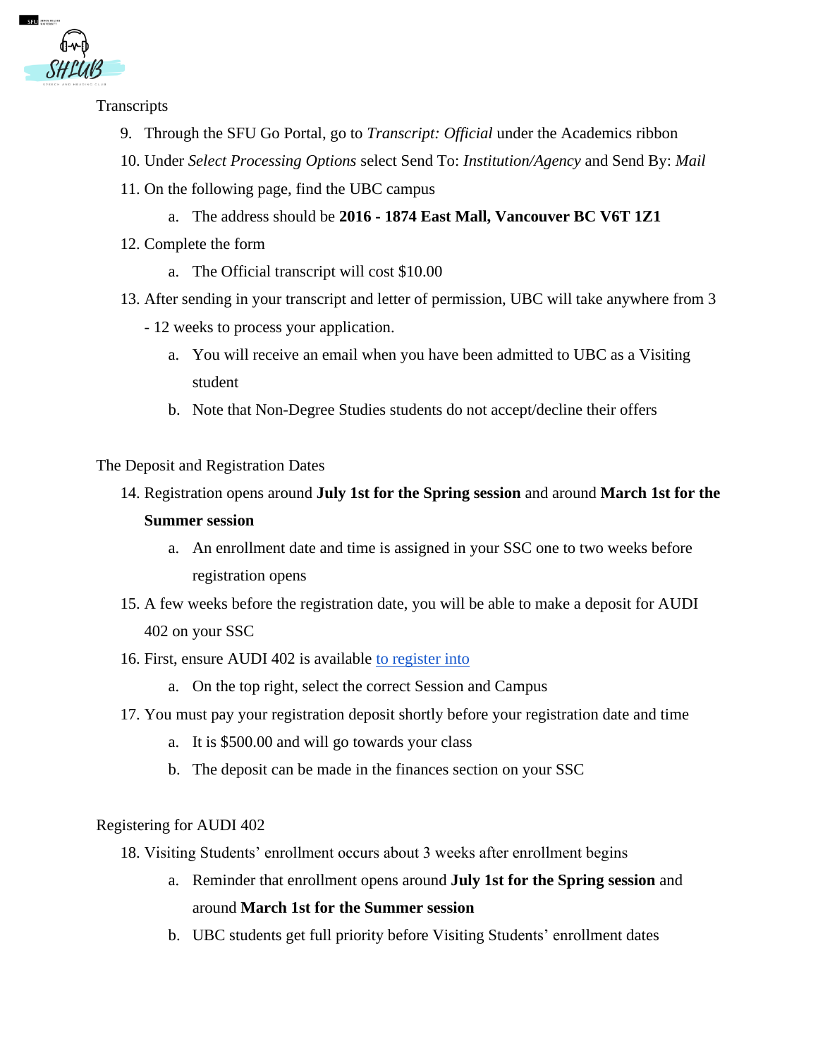## Transcripts

9. Through the SFU Go Portal, go to *Transcript: Official* under the Academics ribbon
10. Under *Select Processing Options* select Send To: *Institution/Agency* and Send By: *Mail*
11. On the following page, find the UBC campus
    a. The address should be **2016 - 1874 East Mall, Vancouver BC V6T 1Z1**
12. Complete the form
    a. The Official transcript will cost $10.00
13. After sending in your transcript and letter of permission, UBC will take anywhere from 3 - 12 weeks to process your application.
    a. You will receive an email when you have been admitted to UBC as a Visiting student
    b. Note that Non-Degree Studies students do not accept/decline their offers

## The Deposit and Registration Dates

14. Registration opens around **July 1st for the Spring session** and around **March 1st for the Summer session**
    a. An enrollment date and time is assigned in your SSC one to two weeks before registration opens
15. A few weeks before the registration date, you will be able to make a deposit for AUDI 402 on your SSC
16. First, ensure AUDI 402 is available to register into
    a. On the top right, select the correct Session and Campus
17. You must pay your registration deposit shortly before your registration date and time
    a. It is $500.00 and will go towards your class
    b. The deposit can be made in the finances section on your SSC

## Registering for AUDI 402

18. Visiting Students' enrollment occurs about 3 weeks after enrollment begins
    a. Reminder that enrollment opens around **July 1st for the Spring session** and around **March 1st for the Summer session**
    b. UBC students get full priority before Visiting Students' enrollment dates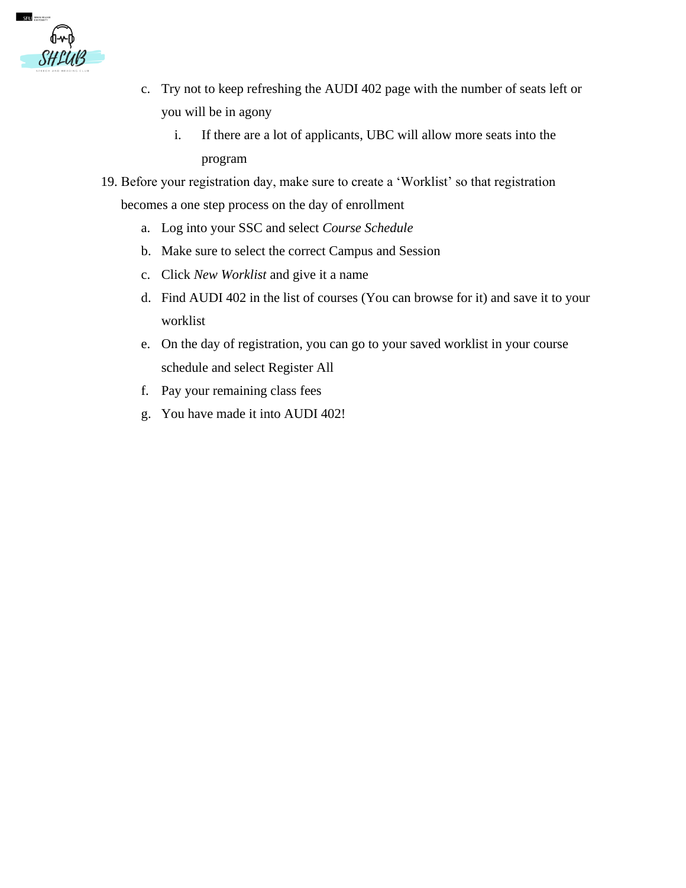c. Try not to keep refreshing the AUDI 402 page with the number of seats left or you will be in agony
      i. If there are a lot of applicants, UBC will allow more seats into the program

19. Before your registration day, make sure to create a 'Worklist' so that registration becomes a one step process on the day of enrollment
   a. Log into your SSC and select *Course Schedule*
   b. Make sure to select the correct Campus and Session
   c. Click *New Worklist* and give it a name
   d. Find AUDI 402 in the list of courses (You can browse for it) and save it to your worklist
   e. On the day of registration, you can go to your saved worklist in your course schedule and select Register All
   f. Pay your remaining class fees
   g. You have made it into AUDI 402!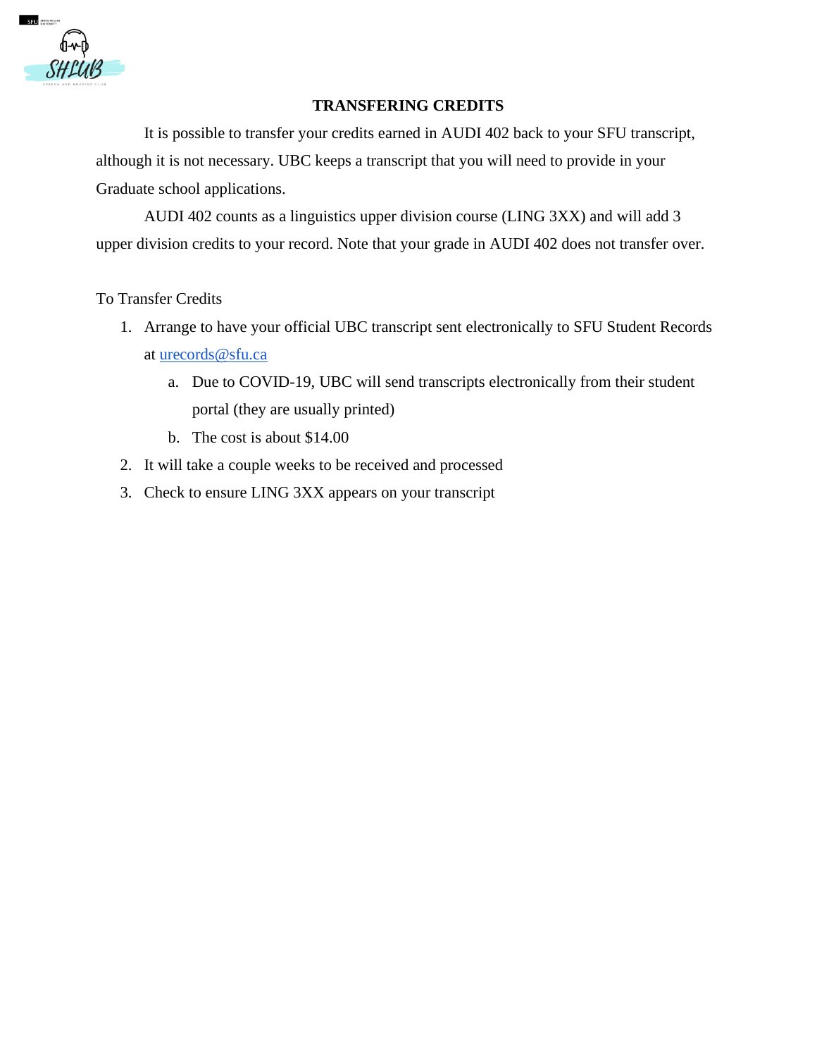## TRANSFERING CREDITS

It is possible to transfer your credits earned in AUDI 402 back to your SFU transcript, although it is not necessary. UBC keeps a transcript that you will need to provide in your Graduate school applications.

AUDI 402 counts as a linguistics upper division course (LING 3XX) and will add 3 upper division credits to your record. Note that your grade in AUDI 402 does not transfer over.

To Transfer Credits

1. Arrange to have your official UBC transcript sent electronically to SFU Student Records at urecords@sfu.ca
   a. Due to COVID-19, UBC will send transcripts electronically from their student portal (they are usually printed)
   b. The cost is about $14.00
2. It will take a couple weeks to be received and processed
3. Check to ensure LING 3XX appears on your transcript